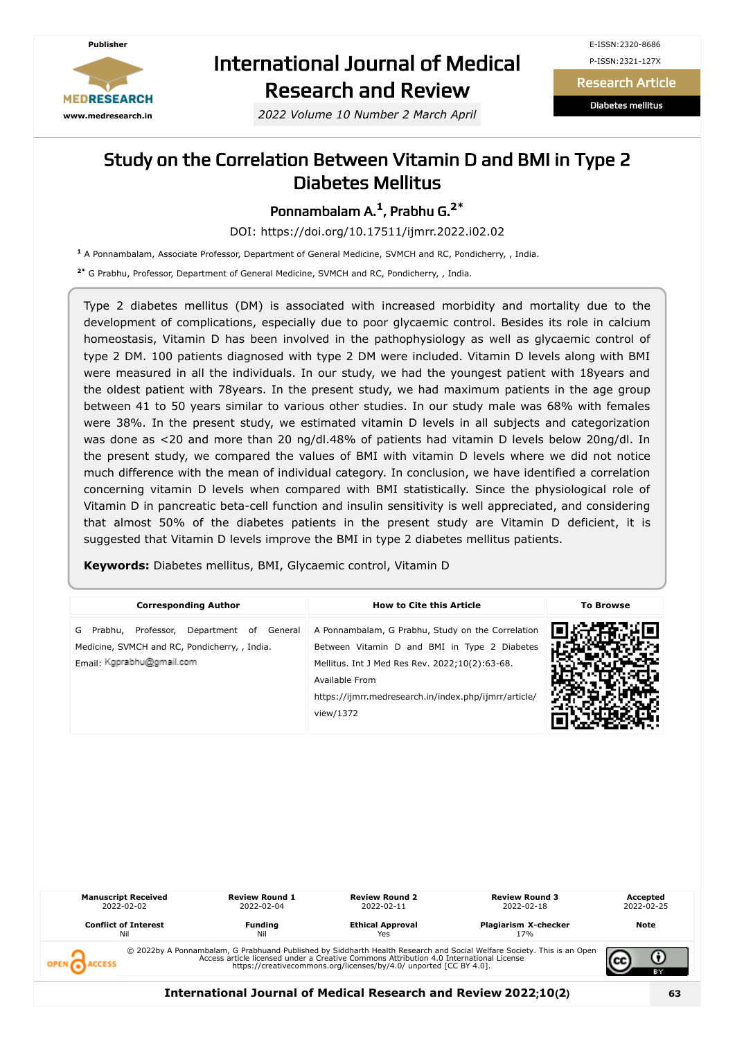Publisher

MEDRESEARCH

www.medresearch.in

# International Journal of Medical Research and Review

*2022 Volume 10 Number 2 March April*

E-ISSN:2320-8686

P-ISSN:2321-127X

**Research Article**

**Diabetes mellitus**

# Study on the Correlation Between Vitamin D and BMI in Type 2 Diabetes Mellitus

**Ponnambalam A.[1], Prabhu G.[2*]**

DOI: https://doi.org/10.17511/ijmrr.2022.i02.02

[1] A Ponnambalam, Associate Professor, Department of General Medicine, SVMCH and RC, Pondicherry, , India.

[2*] G Prabhu, Professor, Department of General Medicine, SVMCH and RC, Pondicherry, , India.

Type 2 diabetes mellitus (DM) is associated with increased morbidity and mortality due to the development of complications, especially due to poor glycaemic control. Besides its role in calcium homeostasis, Vitamin D has been involved in the pathophysiology as well as glycaemic control of type 2 DM. 100 patients diagnosed with type 2 DM were included. Vitamin D levels along with BMI were measured in all the individuals. In our study, we had the youngest patient with 18years and the oldest patient with 78years. In the present study, we had maximum patients in the age group between 41 to 50 years similar to various other studies. In our study male was 68% with females were 38%. In the present study, we estimated vitamin D levels in all subjects and categorization was done as <20 and more than 20 ng/dl.48% of patients had vitamin D levels below 20ng/dl. In the present study, we compared the values of BMI with vitamin D levels where we did not notice much difference with the mean of individual category. In conclusion, we have identified a correlation concerning vitamin D levels when compared with BMI statistically. Since the physiological role of Vitamin D in pancreatic beta-cell function and insulin sensitivity is well appreciated, and considering that almost 50% of the diabetes patients in the present study are Vitamin D deficient, it is suggested that Vitamin D levels improve the BMI in type 2 diabetes mellitus patients.

**Keywords:** Diabetes mellitus, BMI, Glycaemic control, Vitamin D

| Corresponding Author | How to Cite this Article | To Browse |
|---|---|---|
| G Prabhu, Professor, Department of General Medicine, SVMCH and RC, Pondicherry, , India. Email: Kgprabhu@gmail.com | A Ponnambalam, G Prabhu, Study on the Correlation Between Vitamin D and BMI in Type 2 Diabetes Mellitus. Int J Med Res Rev. 2022;10(2):63-68. Available From https://ijmrr.medresearch.in/index.php/ijmrr/article/view/1372 | |

| Manuscript Received | Review Round 1 | Review Round 2 | Review Round 3 | Accepted |
|---|---|---|---|---|
| 2022-02-02 | 2022-02-04 | 2022-02-11 | 2022-02-18 | 2022-02-25 |
| **Conflict of Interest** | **Funding** | **Ethical Approval** | **Plagiarism X-checker** | **Note** |
| Nil | Nil | Yes | 17% | |

© 2022by A Ponnambalam, G Prabhuand Published by Siddharth Health Research and Social Welfare Society. This is an Open Access article licensed under a Creative Commons Attribution 4.0 International License https://creativecommons.org/licenses/by/4.0/ unported [CC BY 4.0].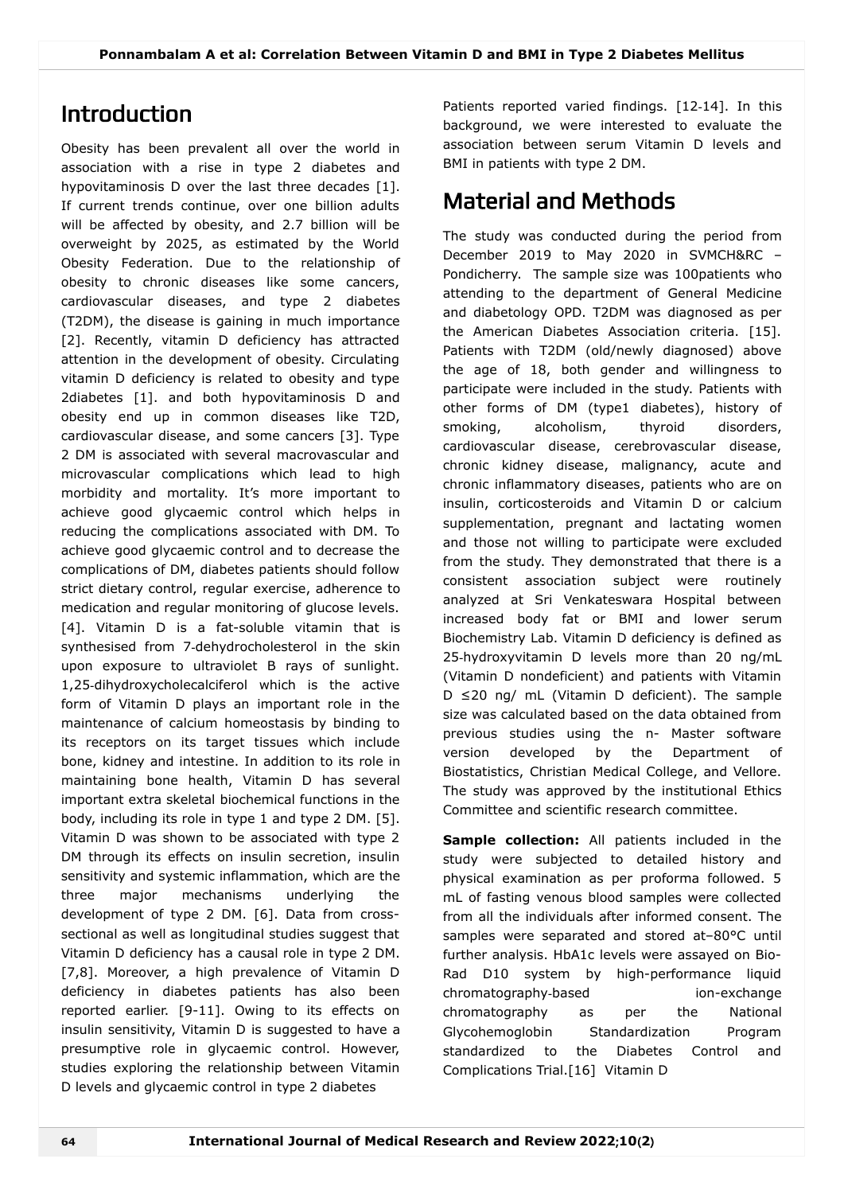## Introduction

Obesity has been prevalent all over the world in association with a rise in type 2 diabetes and hypovitaminosis D over the last three decades [1]. If current trends continue, over one billion adults will be affected by obesity, and 2.7 billion will be overweight by 2025, as estimated by the World Obesity Federation. Due to the relationship of obesity to chronic diseases like some cancers, cardiovascular diseases, and type 2 diabetes (T2DM), the disease is gaining in much importance [2]. Recently, vitamin D deficiency has attracted attention in the development of obesity. Circulating vitamin D deficiency is related to obesity and type 2diabetes [1]. and both hypovitaminosis D and obesity end up in common diseases like T2D, cardiovascular disease, and some cancers [3]. Type 2 DM is associated with several macrovascular and microvascular complications which lead to high morbidity and mortality. It's more important to achieve good glycaemic control which helps in reducing the complications associated with DM. To achieve good glycaemic control and to decrease the complications of DM, diabetes patients should follow strict dietary control, regular exercise, adherence to medication and regular monitoring of glucose levels. [4]. Vitamin D is a fat-soluble vitamin that is synthesised from 7-dehydrocholesterol in the skin upon exposure to ultraviolet B rays of sunlight. 1,25-dihydroxycholecalciferol which is the active form of Vitamin D plays an important role in the maintenance of calcium homeostasis by binding to its receptors on its target tissues which include bone, kidney and intestine. In addition to its role in maintaining bone health, Vitamin D has several important extra skeletal biochemical functions in the body, including its role in type 1 and type 2 DM. [5]. Vitamin D was shown to be associated with type 2 DM through its effects on insulin secretion, insulin sensitivity and systemic inflammation, which are the three major mechanisms underlying the development of type 2 DM. [6]. Data from cross-sectional as well as longitudinal studies suggest that Vitamin D deficiency has a causal role in type 2 DM. [7,8]. Moreover, a high prevalence of Vitamin D deficiency in diabetes patients has also been reported earlier. [9-11]. Owing to its effects on insulin sensitivity, Vitamin D is suggested to have a presumptive role in glycaemic control. However, studies exploring the relationship between Vitamin D levels and glycaemic control in type 2 diabetes Patients reported varied findings. [12-14]. In this background, we were interested to evaluate the association between serum Vitamin D levels and BMI in patients with type 2 DM.

## Material and Methods

The study was conducted during the period from December 2019 to May 2020 in SVMCH&RC – Pondicherry. The sample size was 100patients who attending to the department of General Medicine and diabetology OPD. T2DM was diagnosed as per the American Diabetes Association criteria. [15]. Patients with T2DM (old/newly diagnosed) above the age of 18, both gender and willingness to participate were included in the study. Patients with other forms of DM (type1 diabetes), history of smoking, alcoholism, thyroid disorders, cardiovascular disease, cerebrovascular disease, chronic kidney disease, malignancy, acute and chronic inflammatory diseases, patients who are on insulin, corticosteroids and Vitamin D or calcium supplementation, pregnant and lactating women and those not willing to participate were excluded from the study. They demonstrated that there is a consistent association subject were routinely analyzed at Sri Venkateswara Hospital between increased body fat or BMI and lower serum Biochemistry Lab. Vitamin D deficiency is defined as 25-hydroxyvitamin D levels more than 20 ng/mL (Vitamin D nondeficient) and patients with Vitamin D ≤20 ng/ mL (Vitamin D deficient). The sample size was calculated based on the data obtained from previous studies using the n- Master software version developed by the Department of Biostatistics, Christian Medical College, and Vellore. The study was approved by the institutional Ethics Committee and scientific research committee.

**Sample collection:** All patients included in the study were subjected to detailed history and physical examination as per proforma followed. 5 mL of fasting venous blood samples were collected from all the individuals after informed consent. The samples were separated and stored at–80°C until further analysis. HbA1c levels were assayed on Bio-Rad D10 system by high-performance liquid chromatography-based ion-exchange chromatography as per the National Glycohemoglobin Standardization Program standardized to the Diabetes Control and Complications Trial.[16] Vitamin D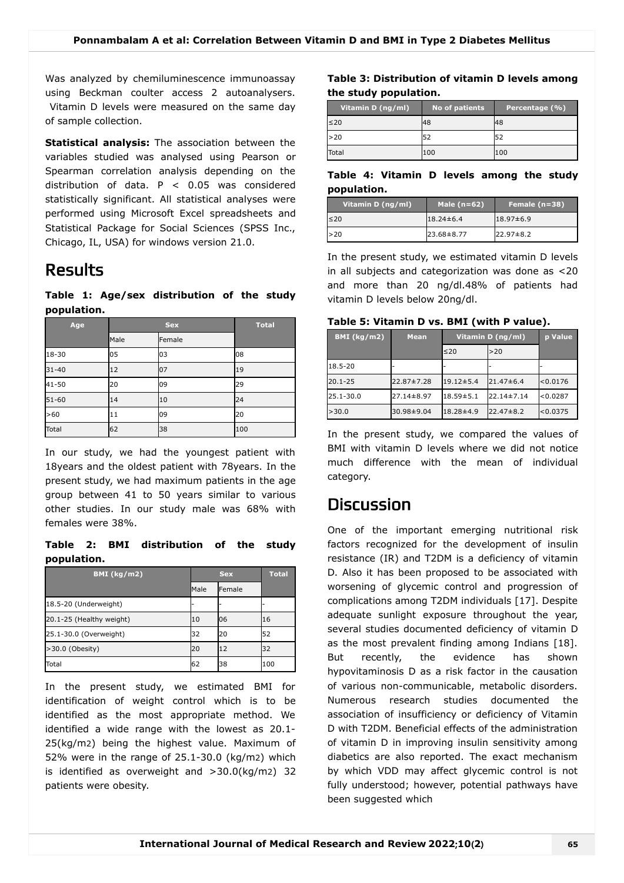Was analyzed by chemiluminescence immunoassay using Beckman coulter access 2 autoanalysers. Vitamin D levels were measured on the same day of sample collection.

**Statistical analysis:** The association between the variables studied was analysed using Pearson or Spearman correlation analysis depending on the distribution of data. $P < 0.05$ was considered statistically significant. All statistical analyses were performed using Microsoft Excel spreadsheets and Statistical Package for Social Sciences (SPSS Inc., Chicago, IL, USA) for windows version 21.0.

# Results

**Table 1: Age/sex distribution of the study population.**

| Age | Sex | | Total |
|---|---|---|---|
| | Male | Female | |
| 18-30 | 05 | 03 | 08 |
| 31-40 | 12 | 07 | 19 |
| 41-50 | 20 | 09 | 29 |
| 51-60 | 14 | 10 | 24 |
| >60 | 11 | 09 | 20 |
| Total | 62 | 38 | 100 |

In our study, we had the youngest patient with 18years and the oldest patient with 78years. In the present study, we had maximum patients in the age group between 41 to 50 years similar to various other studies. In our study male was 68% with females were 38%.

**Table 2: BMI distribution of the study population.**

| BMI (kg/m2) | Sex | | Total |
|---|---|---|---|
| | Male | Female | |
| 18.5-20 (Underweight) | - | - | - |
| 20.1-25 (Healthy weight) | 10 | 06 | 16 |
| 25.1-30.0 (Overweight) | 32 | 20 | 52 |
| >30.0 (Obesity) | 20 | 12 | 32 |
| Total | 62 | 38 | 100 |

In the present study, we estimated BMI for identification of weight control which is to be identified as the most appropriate method. We identified a wide range with the lowest as 20.1-25(kg/m2) being the highest value. Maximum of 52% were in the range of 25.1-30.0 (kg/m2) which is identified as overweight and >30.0(kg/m2) 32 patients were obesity.

**Table 3: Distribution of vitamin D levels among the study population.**

| Vitamin D (ng/ml) | No of patients | Percentage (%) |
|---|---|---|
| ≤20 | 48 | 48 |
| >20 | 52 | 52 |
| Total | 100 | 100 |

**Table 4: Vitamin D levels among the study population.**

| Vitamin D (ng/ml) | Male (n=62) | Female (n=38) |
|---|---|---|
| ≤20 | 18.24±6.4 | 18.97±6.9 |
| >20 | 23.68±8.77 | 22.97±8.2 |

In the present study, we estimated vitamin D levels in all subjects and categorization was done as <20 and more than 20 ng/dl.48% of patients had vitamin D levels below 20ng/dl.

**Table 5: Vitamin D vs. BMI (with P value).**

| BMI (kg/m2) | Mean | Vitamin D (ng/ml) | | p Value |
|---|---|---|---|---|
| | | ≤20 | >20 | |
| 18.5-20 | - | - | - | - |
| 20.1-25 | 22.87±7.28 | 19.12±5.4 | 21.47±6.4 | <0.0176 |
| 25.1-30.0 | 27.14±8.97 | 18.59±5.1 | 22.14±7.14 | <0.0287 |
| >30.0 | 30.98±9.04 | 18.28±4.9 | 22.47±8.2 | <0.0375 |

In the present study, we compared the values of BMI with vitamin D levels where we did not notice much difference with the mean of individual category.

# Discussion

One of the important emerging nutritional risk factors recognized for the development of insulin resistance (IR) and T2DM is a deficiency of vitamin D. Also it has been proposed to be associated with worsening of glycemic control and progression of complications among T2DM individuals [17]. Despite adequate sunlight exposure throughout the year, several studies documented deficiency of vitamin D as the most prevalent finding among Indians [18]. But recently, the evidence has shown hypovitaminosis D as a risk factor in the causation of various non-communicable, metabolic disorders. Numerous research studies documented the association of insufficiency or deficiency of Vitamin D with T2DM. Beneficial effects of the administration of vitamin D in improving insulin sensitivity among diabetics are also reported. The exact mechanism by which VDD may affect glycemic control is not fully understood; however, potential pathways have been suggested which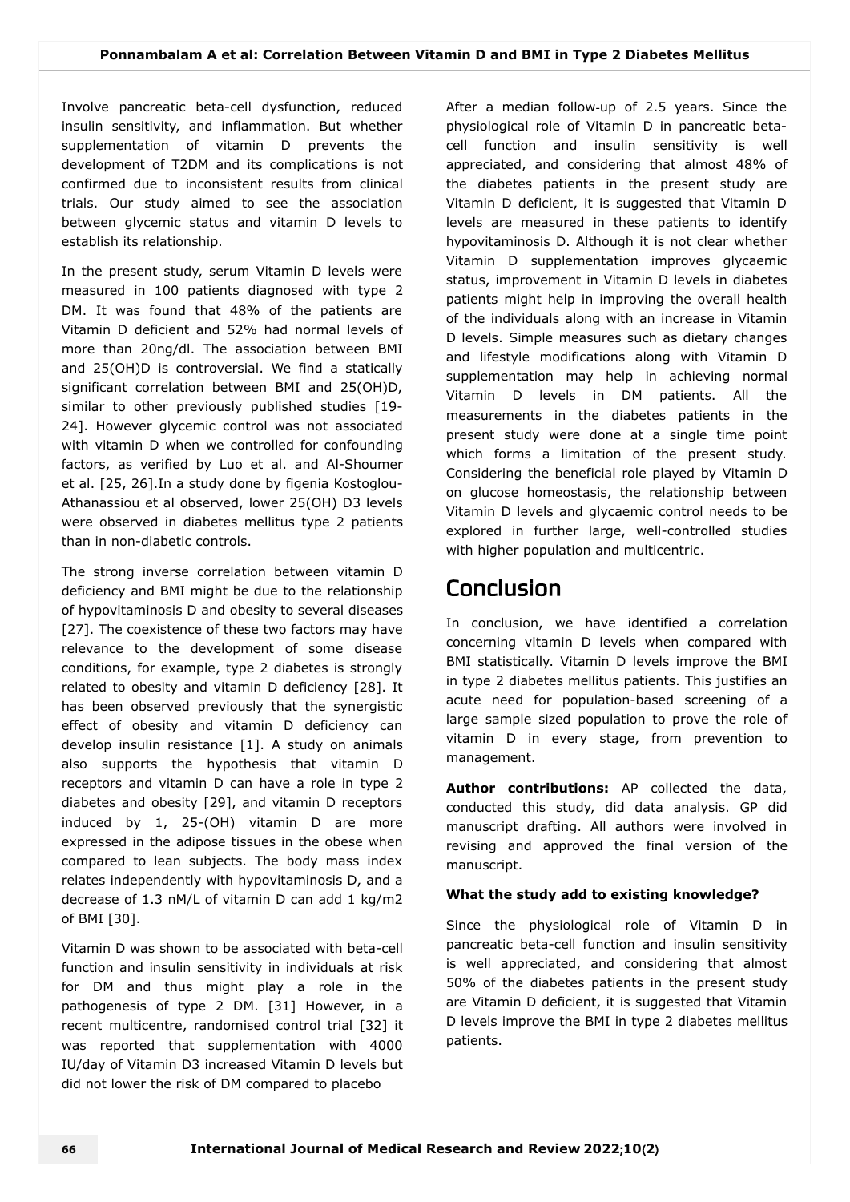Involve pancreatic beta-cell dysfunction, reduced insulin sensitivity, and inflammation. But whether supplementation of vitamin D prevents the development of T2DM and its complications is not confirmed due to inconsistent results from clinical trials. Our study aimed to see the association between glycemic status and vitamin D levels to establish its relationship.

In the present study, serum Vitamin D levels were measured in 100 patients diagnosed with type 2 DM. It was found that 48% of the patients are Vitamin D deficient and 52% had normal levels of more than 20ng/dl. The association between BMI and 25(OH)D is controversial. We find a statically significant correlation between BMI and 25(OH)D, similar to other previously published studies [19-24]. However glycemic control was not associated with vitamin D when we controlled for confounding factors, as verified by Luo et al. and Al-Shoumer et al. [25, 26].In a study done by figenia Kostoglou-Athanassiou et al observed, lower 25(OH) D3 levels were observed in diabetes mellitus type 2 patients than in non-diabetic controls.

The strong inverse correlation between vitamin D deficiency and BMI might be due to the relationship of hypovitaminosis D and obesity to several diseases [27]. The coexistence of these two factors may have relevance to the development of some disease conditions, for example, type 2 diabetes is strongly related to obesity and vitamin D deficiency [28]. It has been observed previously that the synergistic effect of obesity and vitamin D deficiency can develop insulin resistance [1]. A study on animals also supports the hypothesis that vitamin D receptors and vitamin D can have a role in type 2 diabetes and obesity [29], and vitamin D receptors induced by 1, 25-(OH) vitamin D are more expressed in the adipose tissues in the obese when compared to lean subjects. The body mass index relates independently with hypovitaminosis D, and a decrease of 1.3 nM/L of vitamin D can add 1 kg/m2 of BMI [30].

Vitamin D was shown to be associated with beta-cell function and insulin sensitivity in individuals at risk for DM and thus might play a role in the pathogenesis of type 2 DM. [31] However, in a recent multicentre, randomised control trial [32] it was reported that supplementation with 4000 IU/day of Vitamin D3 increased Vitamin D levels but did not lower the risk of DM compared to placebo After a median follow-up of 2.5 years. Since the physiological role of Vitamin D in pancreatic beta-cell function and insulin sensitivity is well appreciated, and considering that almost 48% of the diabetes patients in the present study are Vitamin D deficient, it is suggested that Vitamin D levels are measured in these patients to identify hypovitaminosis D. Although it is not clear whether Vitamin D supplementation improves glycaemic status, improvement in Vitamin D levels in diabetes patients might help in improving the overall health of the individuals along with an increase in Vitamin D levels. Simple measures such as dietary changes and lifestyle modifications along with Vitamin D supplementation may help in achieving normal Vitamin D levels in DM patients. All the measurements in the diabetes patients in the present study were done at a single time point which forms a limitation of the present study. Considering the beneficial role played by Vitamin D on glucose homeostasis, the relationship between Vitamin D levels and glycaemic control needs to be explored in further large, well-controlled studies with higher population and multicentric.

## Conclusion

In conclusion, we have identified a correlation concerning vitamin D levels when compared with BMI statistically. Vitamin D levels improve the BMI in type 2 diabetes mellitus patients. This justifies an acute need for population-based screening of a large sample sized population to prove the role of vitamin D in every stage, from prevention to management.

**Author contributions:** AP collected the data, conducted this study, did data analysis. GP did manuscript drafting. All authors were involved in revising and approved the final version of the manuscript.

**What the study add to existing knowledge?**

Since the physiological role of Vitamin D in pancreatic beta-cell function and insulin sensitivity is well appreciated, and considering that almost 50% of the diabetes patients in the present study are Vitamin D deficient, it is suggested that Vitamin D levels improve the BMI in type 2 diabetes mellitus patients.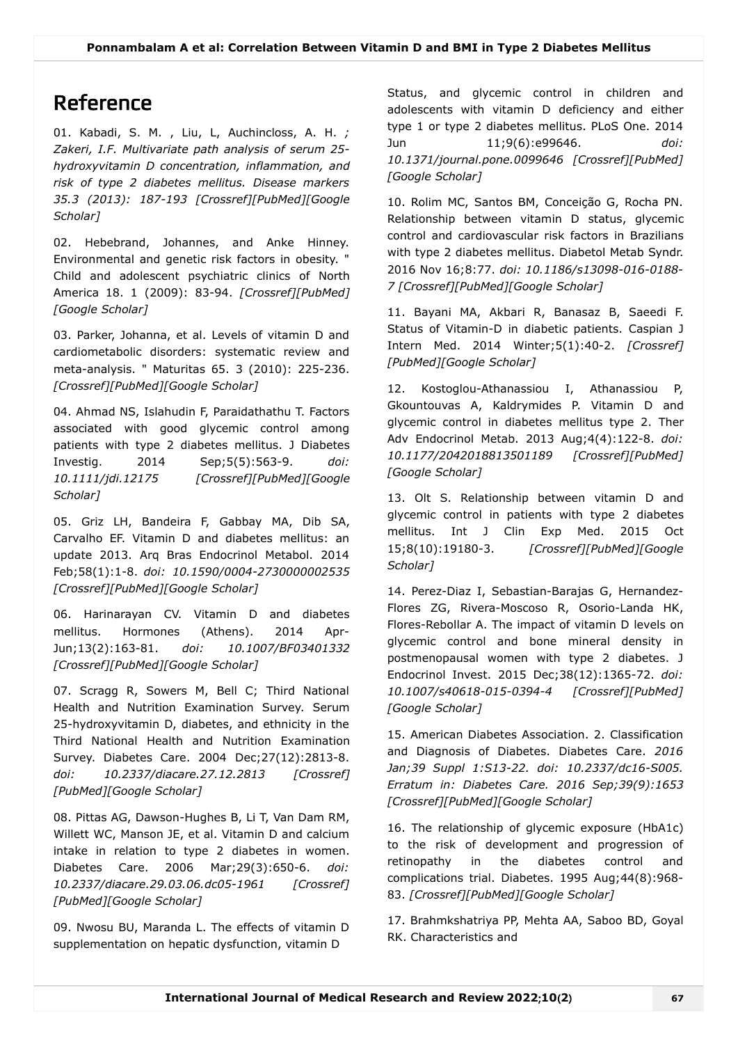# Reference

01. Kabadi, S. M. , Liu, L, Auchincloss, A. H. *; Zakeri, I.F. Multivariate path analysis of serum 25-hydroxyvitamin D concentration, inflammation, and risk of type 2 diabetes mellitus. Disease markers 35.3 (2013): 187-193 [Crossref][PubMed][Google Scholar]*

02. Hebebrand, Johannes, and Anke Hinney. Environmental and genetic risk factors in obesity. " Child and adolescent psychiatric clinics of North America 18. 1 (2009): 83-94. *[Crossref][PubMed][Google Scholar]*

03. Parker, Johanna, et al. Levels of vitamin D and cardiometabolic disorders: systematic review and meta-analysis. " Maturitas 65. 3 (2010): 225-236. *[Crossref][PubMed][Google Scholar]*

04. Ahmad NS, Islahudin F, Paraidathathu T. Factors associated with good glycemic control among patients with type 2 diabetes mellitus. J Diabetes Investig. 2014 Sep;5(5):563-9. *doi: 10.1111/jdi.12175 [Crossref][PubMed][Google Scholar]*

05. Griz LH, Bandeira F, Gabbay MA, Dib SA, Carvalho EF. Vitamin D and diabetes mellitus: an update 2013. Arq Bras Endocrinol Metabol. 2014 Feb;58(1):1-8. *doi: 10.1590/0004-2730000002535 [Crossref][PubMed][Google Scholar]*

06. Harinarayan CV. Vitamin D and diabetes mellitus. Hormones (Athens). 2014 Apr-Jun;13(2):163-81. *doi: 10.1007/BF03401332 [Crossref][PubMed][Google Scholar]*

07. Scragg R, Sowers M, Bell C; Third National Health and Nutrition Examination Survey. Serum 25-hydroxyvitamin D, diabetes, and ethnicity in the Third National Health and Nutrition Examination Survey. Diabetes Care. 2004 Dec;27(12):2813-8. *doi: 10.2337/diacare.27.12.2813 [Crossref][PubMed][Google Scholar]*

08. Pittas AG, Dawson-Hughes B, Li T, Van Dam RM, Willett WC, Manson JE, et al. Vitamin D and calcium intake in relation to type 2 diabetes in women. Diabetes Care. 2006 Mar;29(3):650-6. *doi: 10.2337/diacare.29.03.06.dc05-1961 [Crossref][PubMed][Google Scholar]*

09. Nwosu BU, Maranda L. The effects of vitamin D supplementation on hepatic dysfunction, vitamin D Status, and glycemic control in children and adolescents with vitamin D deficiency and either type 1 or type 2 diabetes mellitus. PLoS One. 2014 Jun 11;9(6):e99646. *doi: 10.1371/journal.pone.0099646 [Crossref][PubMed][Google Scholar]*

10. Rolim MC, Santos BM, Conceição G, Rocha PN. Relationship between vitamin D status, glycemic control and cardiovascular risk factors in Brazilians with type 2 diabetes mellitus. Diabetol Metab Syndr. 2016 Nov 16;8:77. *doi: 10.1186/s13098-016-0188-7 [Crossref][PubMed][Google Scholar]*

11. Bayani MA, Akbari R, Banasaz B, Saeedi F. Status of Vitamin-D in diabetic patients. Caspian J Intern Med. 2014 Winter;5(1):40-2. *[Crossref][PubMed][Google Scholar]*

12. Kostoglou-Athanassiou I, Athanassiou P, Gkountouvas A, Kaldrymides P. Vitamin D and glycemic control in diabetes mellitus type 2. Ther Adv Endocrinol Metab. 2013 Aug;4(4):122-8. *doi: 10.1177/2042018813501189 [Crossref][PubMed][Google Scholar]*

13. Olt S. Relationship between vitamin D and glycemic control in patients with type 2 diabetes mellitus. Int J Clin Exp Med. 2015 Oct 15;8(10):19180-3. *[Crossref][PubMed][Google Scholar]*

14. Perez-Diaz I, Sebastian-Barajas G, Hernandez-Flores ZG, Rivera-Moscoso R, Osorio-Landa HK, Flores-Rebollar A. The impact of vitamin D levels on glycemic control and bone mineral density in postmenopausal women with type 2 diabetes. J Endocrinol Invest. 2015 Dec;38(12):1365-72. *doi: 10.1007/s40618-015-0394-4 [Crossref][PubMed][Google Scholar]*

15. American Diabetes Association. 2. Classification and Diagnosis of Diabetes. Diabetes Care. *2016 Jan;39 Suppl 1:S13-22. doi: 10.2337/dc16-S005. Erratum in: Diabetes Care. 2016 Sep;39(9):1653 [Crossref][PubMed][Google Scholar]*

16. The relationship of glycemic exposure (HbA1c) to the risk of development and progression of retinopathy in the diabetes control and complications trial. Diabetes. 1995 Aug;44(8):968-83. *[Crossref][PubMed][Google Scholar]*

17. Brahmkshatriya PP, Mehta AA, Saboo BD, Goyal RK. Characteristics and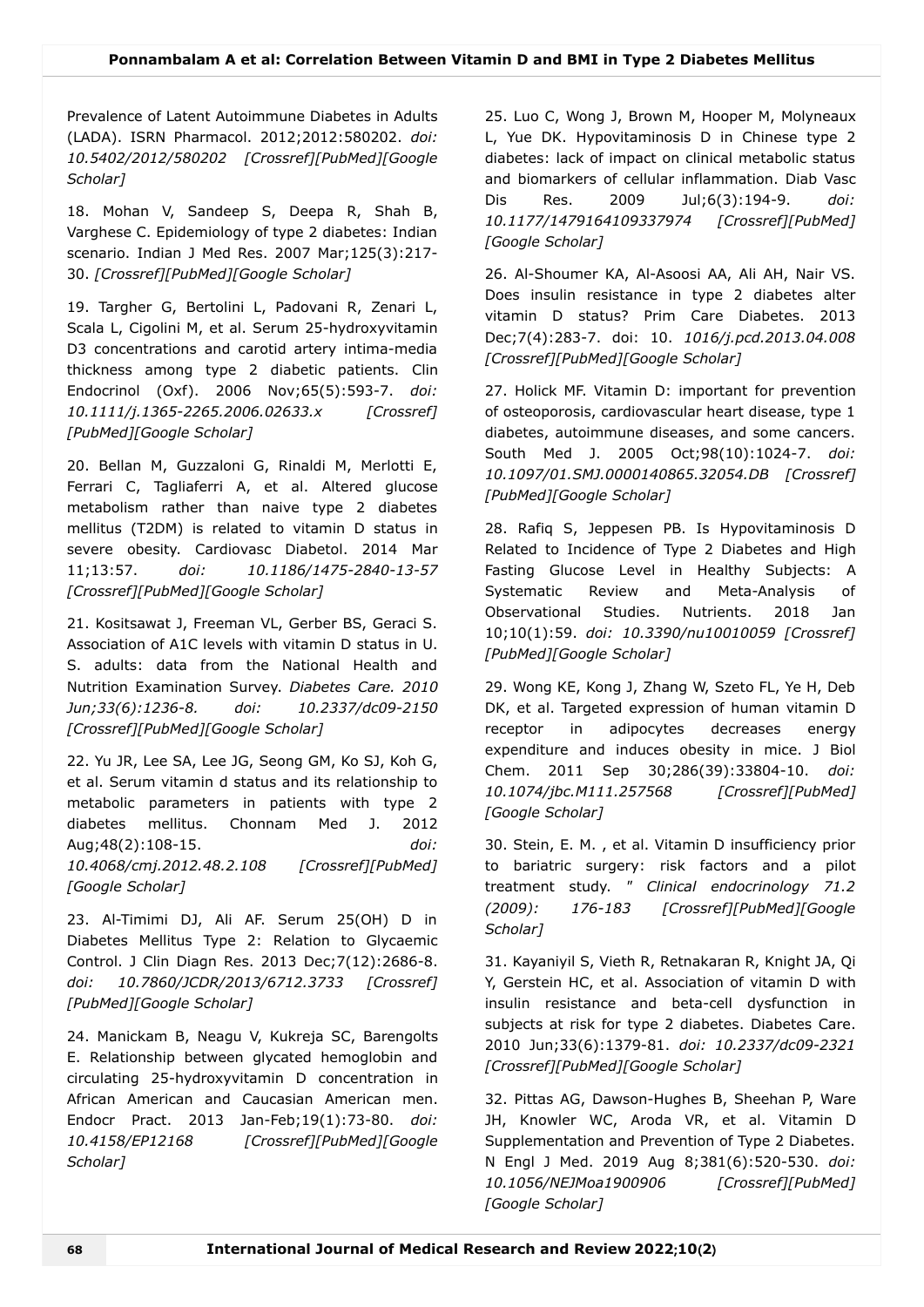Prevalence of Latent Autoimmune Diabetes in Adults (LADA). ISRN Pharmacol. 2012;2012:580202. *doi: 10.5402/2012/580202 [Crossref][PubMed][Google Scholar]*

18. Mohan V, Sandeep S, Deepa R, Shah B, Varghese C. Epidemiology of type 2 diabetes: Indian scenario. Indian J Med Res. 2007 Mar;125(3):217-30. *[Crossref][PubMed][Google Scholar]*

19. Targher G, Bertolini L, Padovani R, Zenari L, Scala L, Cigolini M, et al. Serum 25-hydroxyvitamin D3 concentrations and carotid artery intima-media thickness among type 2 diabetic patients. Clin Endocrinol (Oxf). 2006 Nov;65(5):593-7. *doi: 10.1111/j.1365-2265.2006.02633.x [Crossref][PubMed][Google Scholar]*

20. Bellan M, Guzzaloni G, Rinaldi M, Merlotti E, Ferrari C, Tagliaferri A, et al. Altered glucose metabolism rather than naive type 2 diabetes mellitus (T2DM) is related to vitamin D status in severe obesity. Cardiovasc Diabetol. 2014 Mar 11;13:57. *doi: 10.1186/1475-2840-13-57 [Crossref][PubMed][Google Scholar]*

21. Kositsawat J, Freeman VL, Gerber BS, Geraci S. Association of A1C levels with vitamin D status in U. S. adults: data from the National Health and Nutrition Examination Survey. *Diabetes Care. 2010 Jun;33(6):1236-8. doi: 10.2337/dc09-2150 [Crossref][PubMed][Google Scholar]*

22. Yu JR, Lee SA, Lee JG, Seong GM, Ko SJ, Koh G, et al. Serum vitamin d status and its relationship to metabolic parameters in patients with type 2 diabetes mellitus. Chonnam Med J. 2012 Aug;48(2):108-15. *doi: 10.4068/cmj.2012.48.2.108 [Crossref][PubMed][Google Scholar]*

23. Al-Timimi DJ, Ali AF. Serum 25(OH) D in Diabetes Mellitus Type 2: Relation to Glycaemic Control. J Clin Diagn Res. 2013 Dec;7(12):2686-8. *doi: 10.7860/JCDR/2013/6712.3733 [Crossref][PubMed][Google Scholar]*

24. Manickam B, Neagu V, Kukreja SC, Barengolts E. Relationship between glycated hemoglobin and circulating 25-hydroxyvitamin D concentration in African American and Caucasian American men. Endocr Pract. 2013 Jan-Feb;19(1):73-80. *doi: 10.4158/EP12168 [Crossref][PubMed][Google Scholar]*

25. Luo C, Wong J, Brown M, Hooper M, Molyneaux L, Yue DK. Hypovitaminosis D in Chinese type 2 diabetes: lack of impact on clinical metabolic status and biomarkers of cellular inflammation. Diab Vasc Dis Res. 2009 Jul;6(3):194-9. *doi: 10.1177/1479164109337974 [Crossref][PubMed][Google Scholar]*

26. Al-Shoumer KA, Al-Asoosi AA, Ali AH, Nair VS. Does insulin resistance in type 2 diabetes alter vitamin D status? Prim Care Diabetes. 2013 Dec;7(4):283-7. doi: 10. *1016/j.pcd.2013.04.008 [Crossref][PubMed][Google Scholar]*

27. Holick MF. Vitamin D: important for prevention of osteoporosis, cardiovascular heart disease, type 1 diabetes, autoimmune diseases, and some cancers. South Med J. 2005 Oct;98(10):1024-7. *doi: 10.1097/01.SMJ.0000140865.32054.DB [Crossref][PubMed][Google Scholar]*

28. Rafiq S, Jeppesen PB. Is Hypovitaminosis D Related to Incidence of Type 2 Diabetes and High Fasting Glucose Level in Healthy Subjects: A Systematic Review and Meta-Analysis of Observational Studies. Nutrients. 2018 Jan 10;10(1):59. *doi: 10.3390/nu10010059 [Crossref][PubMed][Google Scholar]*

29. Wong KE, Kong J, Zhang W, Szeto FL, Ye H, Deb DK, et al. Targeted expression of human vitamin D receptor in adipocytes decreases energy expenditure and induces obesity in mice. J Biol Chem. 2011 Sep 30;286(39):33804-10. *doi: 10.1074/jbc.M111.257568 [Crossref][PubMed][Google Scholar]*

30. Stein, E. M. , et al. Vitamin D insufficiency prior to bariatric surgery: risk factors and a pilot treatment study. *" Clinical endocrinology 71.2 (2009): 176-183 [Crossref][PubMed][Google Scholar]*

31. Kayaniyil S, Vieth R, Retnakaran R, Knight JA, Qi Y, Gerstein HC, et al. Association of vitamin D with insulin resistance and beta-cell dysfunction in subjects at risk for type 2 diabetes. Diabetes Care. 2010 Jun;33(6):1379-81. *doi: 10.2337/dc09-2321 [Crossref][PubMed][Google Scholar]*

32. Pittas AG, Dawson-Hughes B, Sheehan P, Ware JH, Knowler WC, Aroda VR, et al. Vitamin D Supplementation and Prevention of Type 2 Diabetes. N Engl J Med. 2019 Aug 8;381(6):520-530. *doi: 10.1056/NEJMoa1900906 [Crossref][PubMed][Google Scholar]*